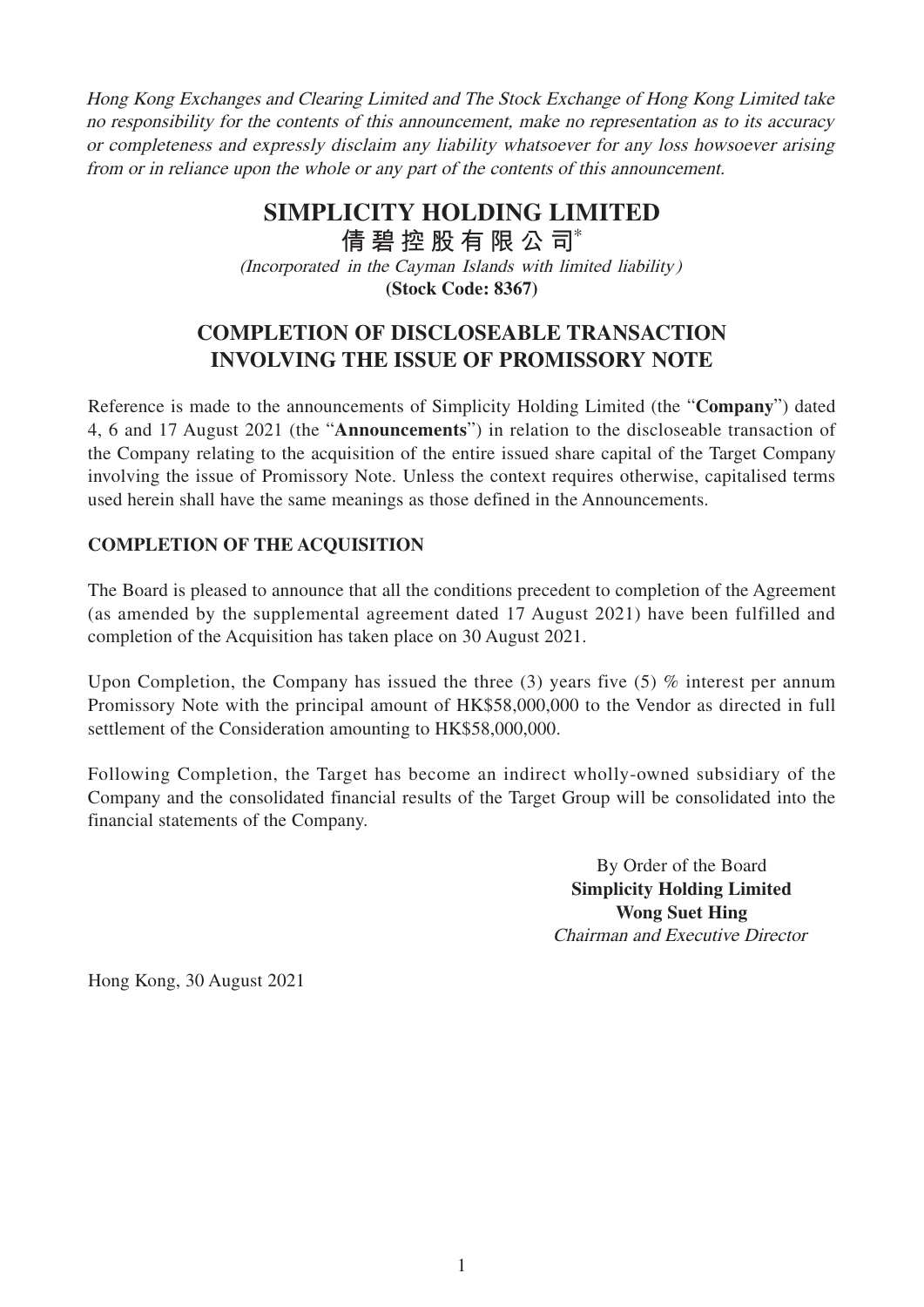*Hong Kong Exchanges and Clearing Limited and The Stock Exchange of Hong Kong Limited take no responsibility for the contents of this announcement, make no representation as to its accuracy or completeness and expressly disclaim any liability whatsoever for any loss howsoever arising from or in reliance upon the whole or any part of the contents of this announcement.*

# SIMPLICITY HOLDING LIMITED

# 倩碧控股有限公司*

*(Incorporated in the Cayman Islands with limited liability)*

**(Stock Code: 8367)**

## COMPLETION OF DISCLOSEABLE TRANSACTION INVOLVING THE ISSUE OF PROMISSORY NOTE

Reference is made to the announcements of Simplicity Holding Limited (the "**Company**") dated 4, 6 and 17 August 2021 (the "**Announcements**") in relation to the discloseable transaction of the Company relating to the acquisition of the entire issued share capital of the Target Company involving the issue of Promissory Note. Unless the context requires otherwise, capitalised terms used herein shall have the same meanings as those defined in the Announcements.

### COMPLETION OF THE ACQUISITION

The Board is pleased to announce that all the conditions precedent to completion of the Agreement (as amended by the supplemental agreement dated 17 August 2021) have been fulfilled and completion of the Acquisition has taken place on 30 August 2021.

Upon Completion, the Company has issued the three (3) years five (5) % interest per annum Promissory Note with the principal amount of HK$58,000,000 to the Vendor as directed in full settlement of the Consideration amounting to HK$58,000,000.

Following Completion, the Target has become an indirect wholly-owned subsidiary of the Company and the consolidated financial results of the Target Group will be consolidated into the financial statements of the Company.

By Order of the Board
**Simplicity Holding Limited**
**Wong Suet Hing**
*Chairman and Executive Director*

Hong Kong, 30 August 2021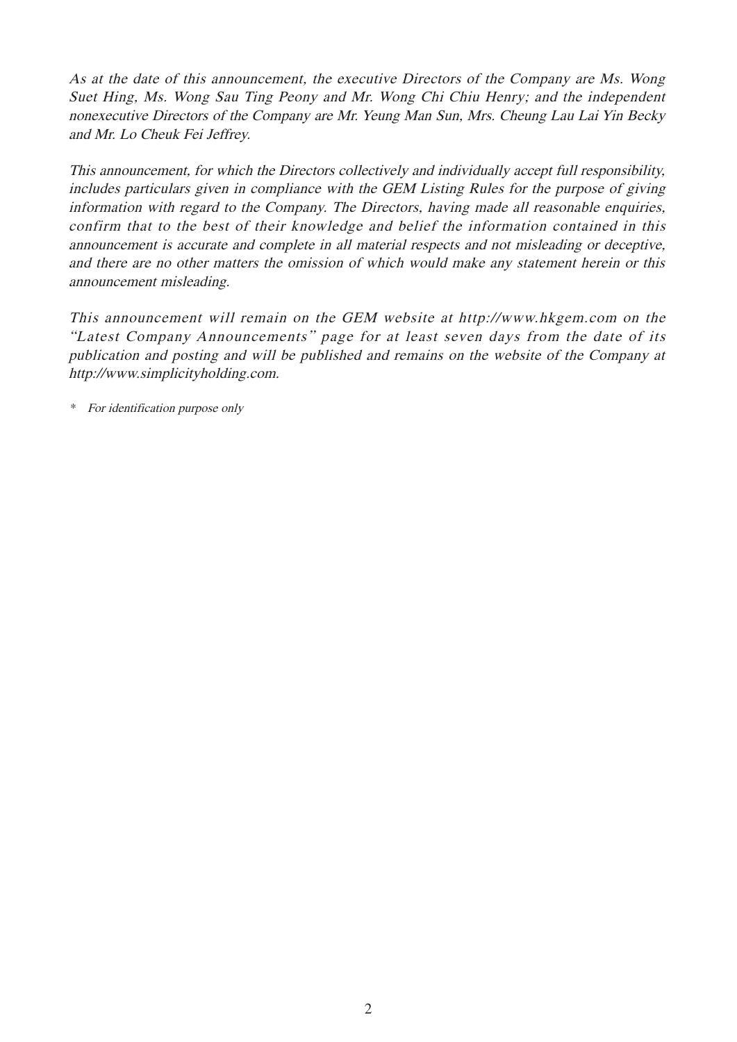*As at the date of this announcement, the executive Directors of the Company are Ms. Wong Suet Hing, Ms. Wong Sau Ting Peony and Mr. Wong Chi Chiu Henry; and the independent nonexecutive Directors of the Company are Mr. Yeung Man Sun, Mrs. Cheung Lau Lai Yin Becky and Mr. Lo Cheuk Fei Jeffrey.*

*This announcement, for which the Directors collectively and individually accept full responsibility, includes particulars given in compliance with the GEM Listing Rules for the purpose of giving information with regard to the Company. The Directors, having made all reasonable enquiries, confirm that to the best of their knowledge and belief the information contained in this announcement is accurate and complete in all material respects and not misleading or deceptive, and there are no other matters the omission of which would make any statement herein or this announcement misleading.*

*This announcement will remain on the GEM website at http://www.hkgem.com on the "Latest Company Announcements" page for at least seven days from the date of its publication and posting and will be published and remains on the website of the Company at http://www.simplicityholding.com.*

\* *For identification purpose only*